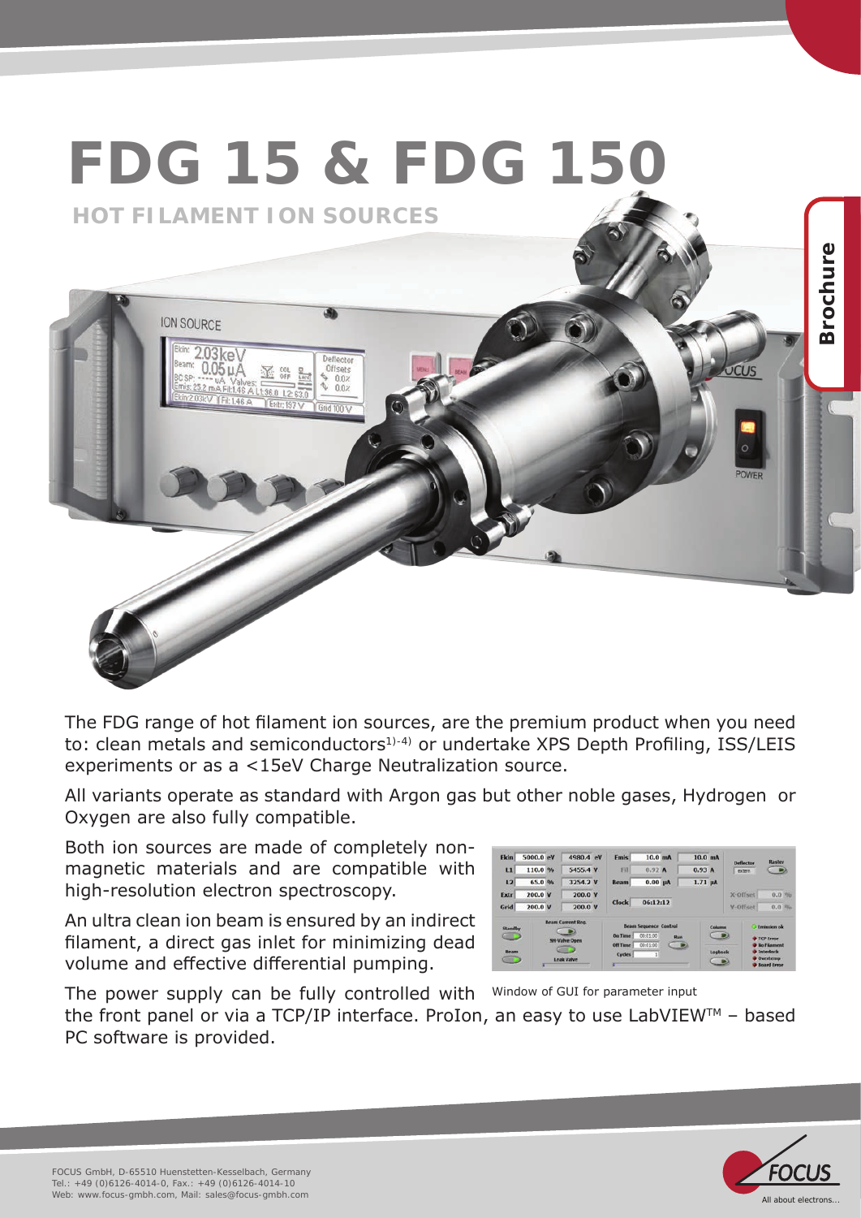# FDG 15 & FDG 150

## HOT FILAMENT ION SOURCES

The FDG range of hot filament ion sources, are the premium product when you need to: clean metals and semiconductors[1)-4)] or undertake XPS Depth Profiling, ISS/LEIS experiments or as a <15eV Charge Neutralization source.

All variants operate as standard with Argon gas but other noble gases, Hydrogen or Oxygen are also fully compatible.

Both ion sources are made of completely non-magnetic materials and are compatible with high-resolution electron spectroscopy.

An ultra clean ion beam is ensured by an indirect filament, a direct gas inlet for minimizing dead volume and effective differential pumping.

Window of GUI for parameter input

The power supply can be fully controlled with the front panel or via a TCP/IP interface. ProIon, an easy to use LabVIEW™ – based PC software is provided.

FOCUS GmbH, D-65510 Huenstetten-Kesselbach, Germany
Tel.: +49 (0)6126-4014-0, Fax.: +49 (0)6126-4014-10
Web: www.focus-gmbh.com, Mail: sales@focus-gmbh.com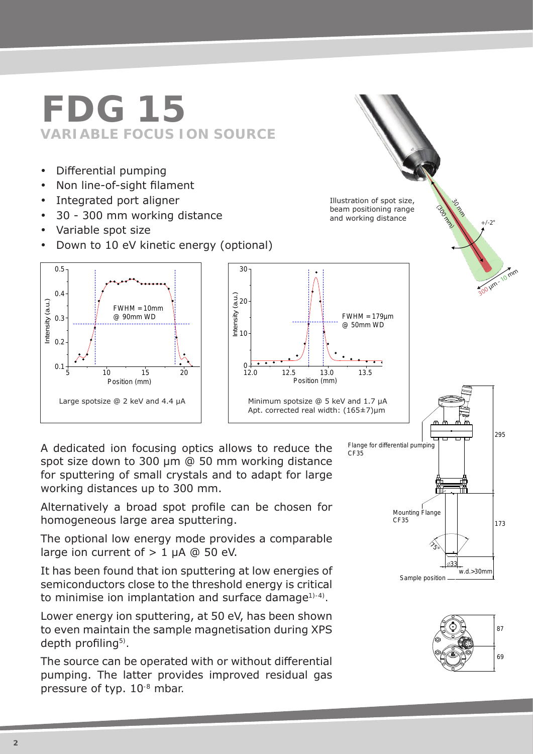# FDG 15

## VARIABLE FOCUS ION SOURCE

- Differential pumping
- Non line-of-sight filament
- Integrated port aligner
- 30 - 300 mm working distance
- Variable spot size
- Down to 10 eV kinetic energy (optional)

Illustration of spot size, beam positioning range and working distance

Large spotsize @ 2 keV and 4.4 µA

Minimum spotsize @ 5 keV and 1.7 µA
Apt. corrected real width: (165±7)µm

A dedicated ion focusing optics allows to reduce the spot size down to 300 µm @ 50 mm working distance for sputtering of small crystals and to adapt for large working distances up to 300 mm.

Alternatively a broad spot profile can be chosen for homogeneous large area sputtering.

The optional low energy mode provides a comparable large ion current of > 1 µA @ 50 eV.

It has been found that ion sputtering at low energies of semiconductors close to the threshold energy is critical to minimise ion implantation and surface damage[1)-4)].

Lower energy ion sputtering, at 50 eV, has been shown to even maintain the sample magnetisation during XPS depth profiling[5)].

The source can be operated with or without differential pumping. The latter provides improved residual gas pressure of typ. $10^{-8}$ mbar.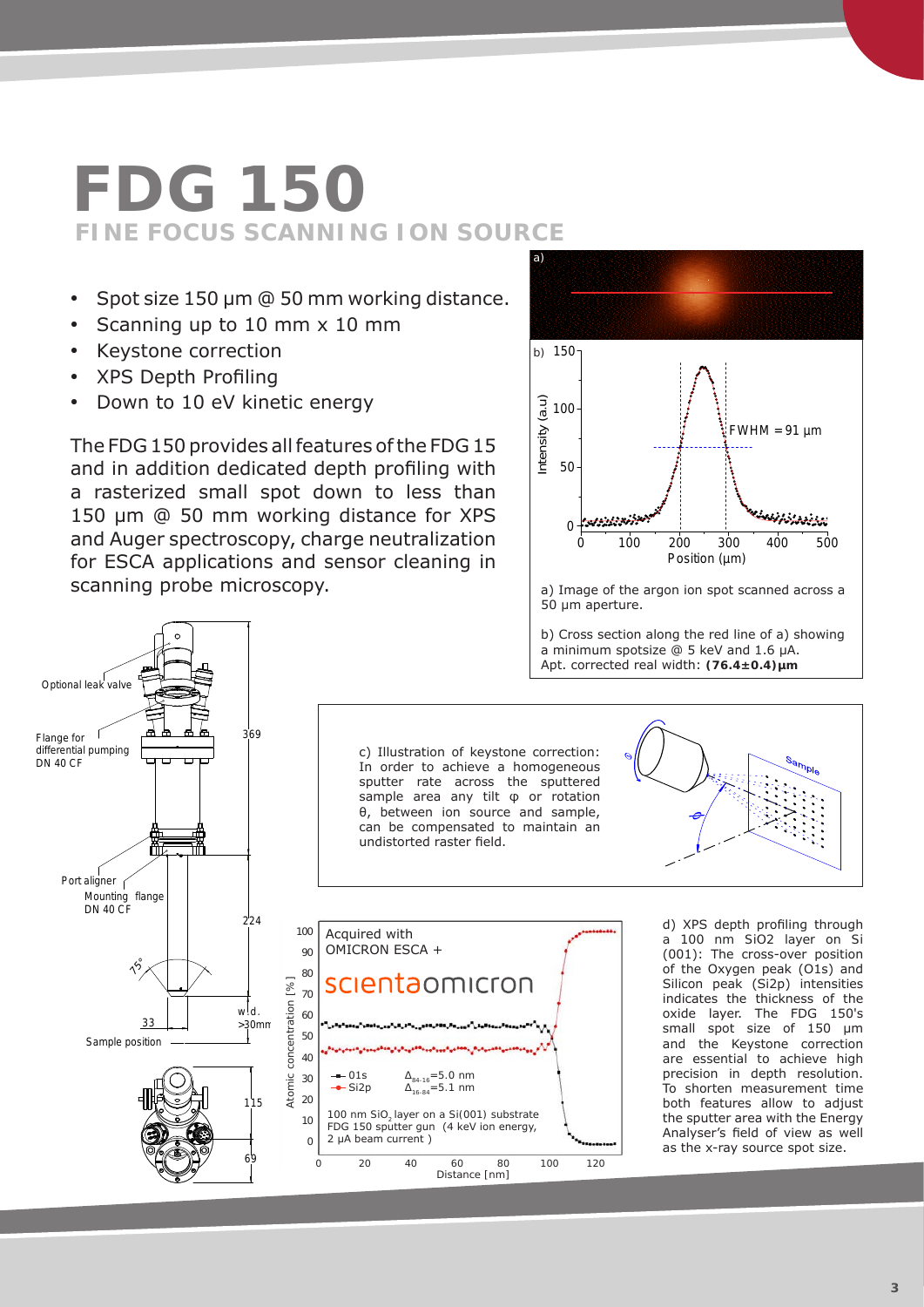# FDG 150

## FINE FOCUS SCANNING ION SOURCE

- Spot size 150 µm @ 50 mm working distance.
- Scanning up to 10 mm x 10 mm
- Keystone correction
- XPS Depth Profiling
- Down to 10 eV kinetic energy

The FDG 150 provides all features of the FDG 15 and in addition dedicated depth profiling with a rasterized small spot down to less than 150 µm @ 50 mm working distance for XPS and Auger spectroscopy, charge neutralization for ESCA applications and sensor cleaning in scanning probe microscopy.

a) Image of the argon ion spot scanned across a 50 µm aperture.

b) Cross section along the red line of a) showing a minimum spotsize @ 5 keV and 1.6 µA. Apt. corrected real width: **(76.4±0.4)µm**

c) Illustration of keystone correction: In order to achieve a homogeneous sputter rate across the sputtered sample area any tilt φ or rotation θ, between ion source and sample, can be compensated to maintain an undistorted raster field.

d) XPS depth profiling through a 100 nm SiO2 layer on Si (001): The cross-over position of the Oxygen peak (O1s) and Silicon peak (Si2p) intensities indicates the thickness of the oxide layer. The FDG 150's small spot size of 150 µm and the Keystone correction are essential to achieve high precision in depth resolution. To shorten measurement time both features allow to adjust the sputter area with the Energy Analyser's field of view as well as the x-ray source spot size.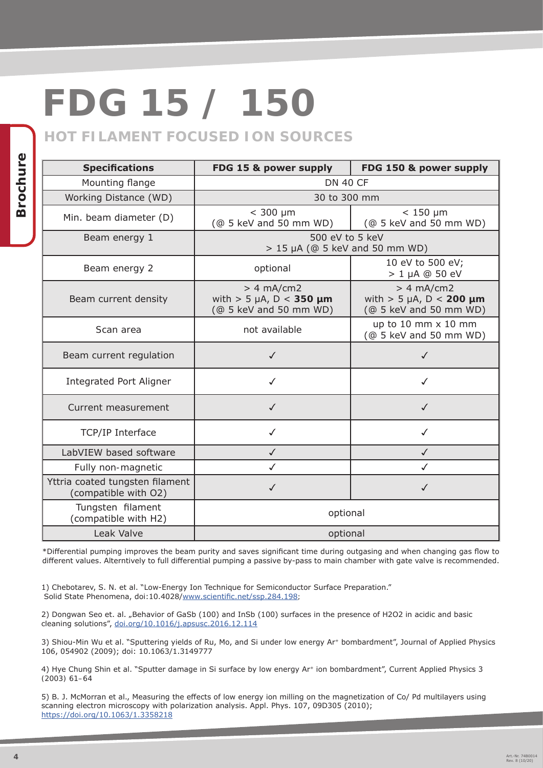# FDG 15 / 150

## HOT FILAMENT FOCUSED ION SOURCES

| Specifications | FDG 15 & power supply | FDG 150 & power supply |
|---|---|---|
| Mounting flange | DN 40 CF | |
| Working Distance (WD) | 30 to 300 mm | |
| Min. beam diameter (D) | < 300 µm (@ 5 keV and 50 mm WD) | < 150 µm (@ 5 keV and 50 mm WD) |
| Beam energy 1 | 500 eV to 5 keV > 15 µA (@ 5 keV and 50 mm WD) | |
| Beam energy 2 | optional | 10 eV to 500 eV; > 1 µA @ 50 eV |
| Beam current density | > 4 mA/cm2 with > 5 µA, D < **350 µm** (@ 5 keV and 50 mm WD) | > 4 mA/cm2 with > 5 µA, D < **200 µm** (@ 5 keV and 50 mm WD) |
| Scan area | not available | up to 10 mm x 10 mm (@ 5 keV and 50 mm WD) |
| Beam current regulation | ✓ | ✓ |
| Integrated Port Aligner | ✓ | ✓ |
| Current measurement | ✓ | ✓ |
| TCP/IP Interface | ✓ | ✓ |
| LabVIEW based software | ✓ | ✓ |
| Fully non-magnetic | ✓ | ✓ |
| Yttria coated tungsten filament (compatible with O2) | ✓ | ✓ |
| Tungsten filament (compatible with H2) | optional | |
| Leak Valve | optional | |

*Differential pumping improves the beam purity and saves significant time during outgasing and when changing gas flow to different values. Alterntively to full differential pumping a passive by-pass to main chamber with gate valve is recommended.

1) Chebotarev, S. N. et al. "Low-Energy Ion Technique for Semiconductor Surface Preparation." Solid State Phenomena, doi:10.4028/www.scientific.net/ssp.284.198;

2) Dongwan Seo et. al. „Behavior of GaSb (100) and InSb (100) surfaces in the presence of H2O2 in acidic and basic cleaning solutions", doi.org/10.1016/j.apsusc.2016.12.114

3) Shiou-Min Wu et al. "Sputtering yields of Ru, Mo, and Si under low energy $Ar^+$ bombardment", Journal of Applied Physics 106, 054902 (2009); doi: 10.1063/1.3149777

4) Hye Chung Shin et al. "Sputter damage in Si surface by low energy $Ar^+$ ion bombardment", Current Applied Physics 3 (2003) 61–64

5) B. J. McMorran et al., Measuring the effects of low energy ion milling on the magnetization of Co/ Pd multilayers using scanning electron microscopy with polarization analysis. Appl. Phys. 107, 09D305 (2010); https://doi.org/10.1063/1.3358218

Art.-Nr. 74B0014
Rev. 8 (10/20)